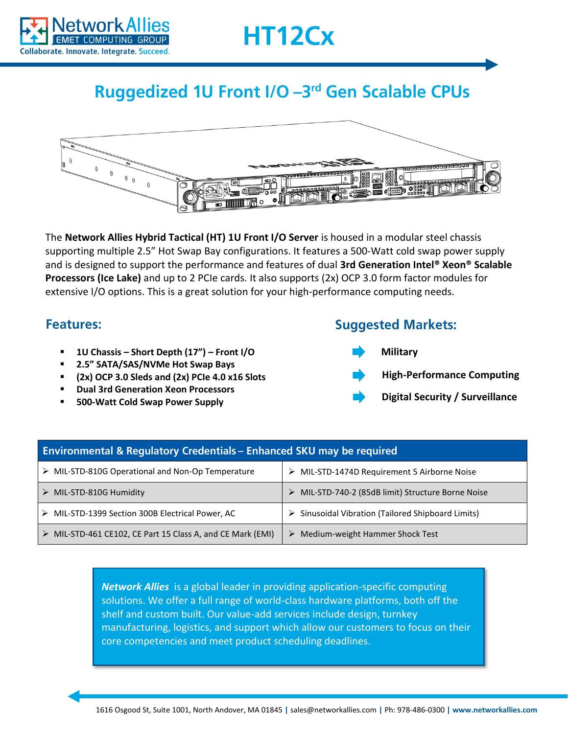# HT12Cx

## Ruggedized 1U Front I/O –3rd Gen Scalable CPUs

The **Network Allies Hybrid Tactical (HT) 1U Front I/O Server** is housed in a modular steel chassis supporting multiple 2.5" Hot Swap Bay configurations. It features a 500-Watt cold swap power supply and is designed to support the performance and features of dual **3rd Generation Intel® Xeon® Scalable Processors (Ice Lake)** and up to 2 PCIe cards. It also supports (2x) OCP 3.0 form factor modules for extensive I/O options. This is a great solution for your high-performance computing needs.

### Features:

- **1U Chassis – Short Depth (17") – Front I/O**
- **2.5" SATA/SAS/NVMe Hot Swap Bays**
- **(2x) OCP 3.0 Sleds and (2x) PCIe 4.0 x16 Slots**
- **Dual 3rd Generation Xeon Processors**
- **500-Watt Cold Swap Power Supply**

### Suggested Markets:

- **Military**
- **High-Performance Computing**
- **Digital Security / Surveillance**

| Environmental & Regulatory Credentials – Enhanced SKU may be required | |
|---|---|
| MIL-STD-810G Operational and Non-Op Temperature | MIL-STD-1474D Requirement 5 Airborne Noise |
| MIL-STD-810G Humidity | MIL-STD-740-2 (85dB limit) Structure Borne Noise |
| MIL-STD-1399 Section 300B Electrical Power, AC | Sinusoidal Vibration (Tailored Shipboard Limits) |
| MIL-STD-461 CE102, CE Part 15 Class A, and CE Mark (EMI) | Medium-weight Hammer Shock Test |

***Network Allies*** is a global leader in providing application-specific computing solutions. We offer a full range of world-class hardware platforms, both off the shelf and custom built. Our value-add services include design, turnkey manufacturing, logistics, and support which allow our customers to focus on their core competencies and meet product scheduling deadlines.

1616 Osgood St, Suite 1001, North Andover, MA 01845 | sales@networkallies.com | Ph: 978-486-0300 | **www.networkallies.com**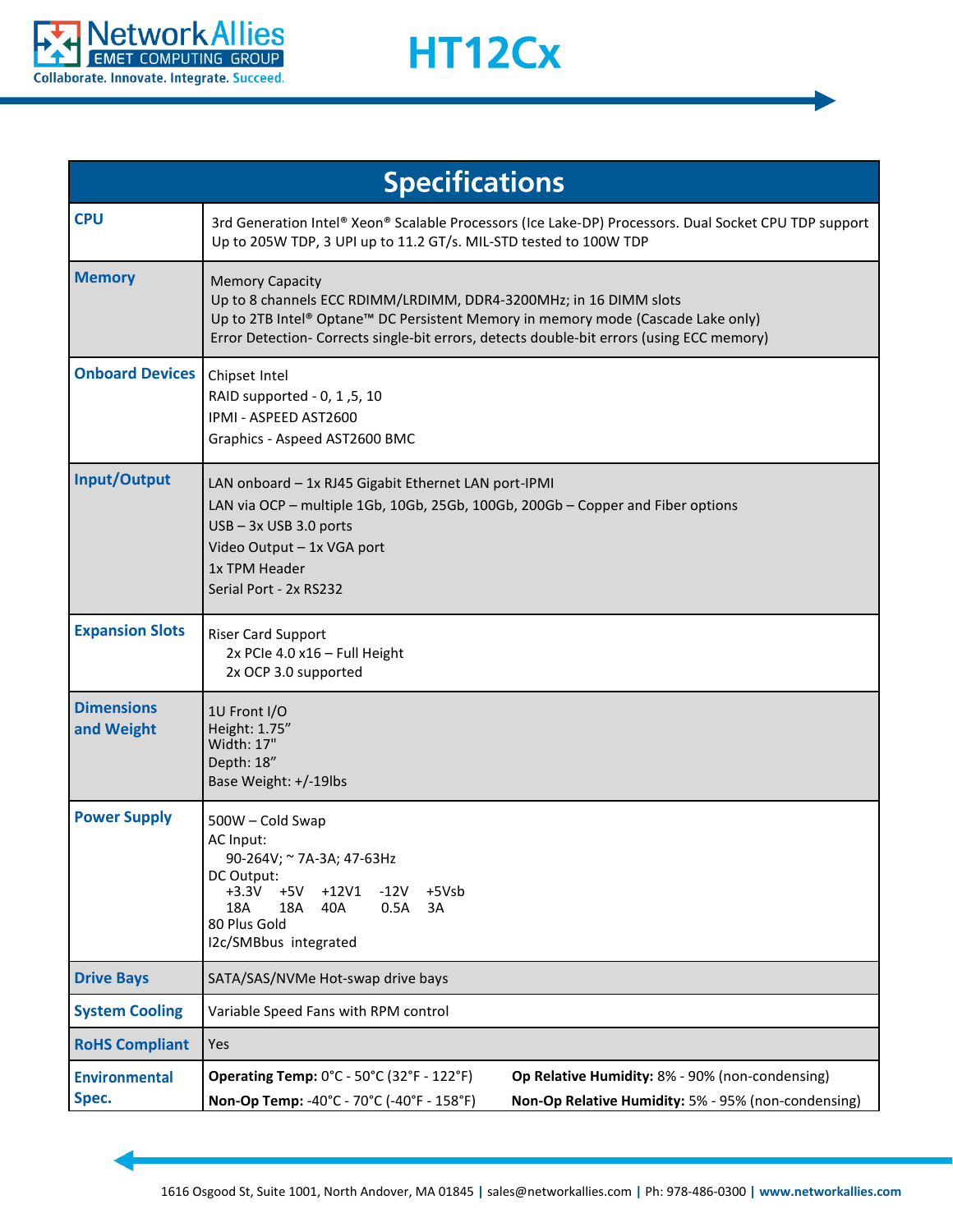# HT12Cx

| Specifications | |
|---|---|
| **CPU** | 3rd Generation Intel® Xeon® Scalable Processors (Ice Lake-DP) Processors. Dual Socket CPU TDP support Up to 205W TDP, 3 UPI up to 11.2 GT/s. MIL-STD tested to 100W TDP |
| **Memory** | Memory Capacity<br>Up to 8 channels ECC RDIMM/LRDIMM, DDR4-3200MHz; in 16 DIMM slots<br>Up to 2TB Intel® Optane™ DC Persistent Memory in memory mode (Cascade Lake only)<br>Error Detection- Corrects single-bit errors, detects double-bit errors (using ECC memory) |
| **Onboard Devices** | Chipset Intel<br>RAID supported - 0, 1 ,5, 10<br>IPMI - ASPEED AST2600<br>Graphics - Aspeed AST2600 BMC |
| **Input/Output** | LAN onboard – 1x RJ45 Gigabit Ethernet LAN port-IPMI<br>LAN via OCP – multiple 1Gb, 10Gb, 25Gb, 100Gb, 200Gb – Copper and Fiber options<br>USB – 3x USB 3.0 ports<br>Video Output – 1x VGA port<br>1x TPM Header<br>Serial Port - 2x RS232 |
| **Expansion Slots** | Riser Card Support<br>2x PCIe 4.0 x16 – Full Height<br>2x OCP 3.0 supported |
| **Dimensions and Weight** | 1U Front I/O<br>Height: 1.75"<br>Width: 17"<br>Depth: 18"<br>Base Weight: +/-19lbs |
| **Power Supply** | 500W – Cold Swap<br>AC Input:<br>90-264V; ~ 7A-3A; 47-63Hz<br>DC Output:<br>+3.3V 18A, +5V 18A, +12V1 40A, -12V 0.5A, +5Vsb 3A<br>80 Plus Gold<br>I2c/SMBbus integrated |
| **Drive Bays** | SATA/SAS/NVMe Hot-swap drive bays |
| **System Cooling** | Variable Speed Fans with RPM control |
| **RoHS Compliant** | Yes |
| **Environmental Spec.** | **Operating Temp:** 0°C - 50°C (32°F - 122°F) **Op Relative Humidity:** 8% - 90% (non-condensing)<br>**Non-Op Temp:** -40°C - 70°C (-40°F - 158°F) **Non-Op Relative Humidity:** 5% - 95% (non-condensing) |

1616 Osgood St, Suite 1001, North Andover, MA 01845 | sales@networkallies.com | Ph: 978-486-0300 | www.networkallies.com